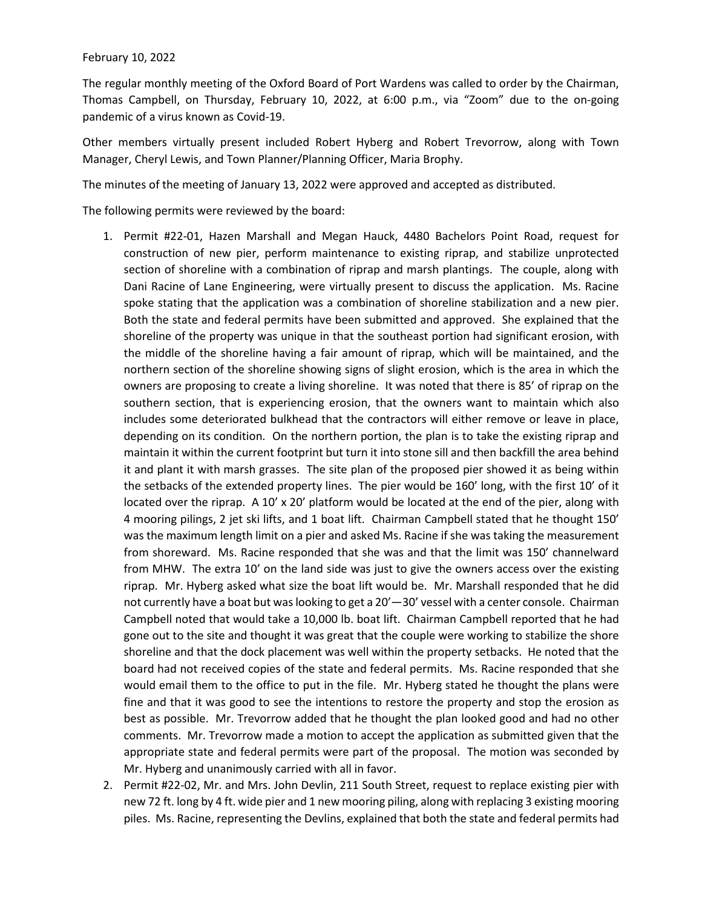February 10, 2022

The regular monthly meeting of the Oxford Board of Port Wardens was called to order by the Chairman, Thomas Campbell, on Thursday, February 10, 2022, at 6:00 p.m., via "Zoom" due to the on-going pandemic of a virus known as Covid-19.

Other members virtually present included Robert Hyberg and Robert Trevorrow, along with Town Manager, Cheryl Lewis, and Town Planner/Planning Officer, Maria Brophy.

The minutes of the meeting of January 13, 2022 were approved and accepted as distributed.

The following permits were reviewed by the board:

1. Permit #22-01, Hazen Marshall and Megan Hauck, 4480 Bachelors Point Road, request for construction of new pier, perform maintenance to existing riprap, and stabilize unprotected section of shoreline with a combination of riprap and marsh plantings. The couple, along with Dani Racine of Lane Engineering, were virtually present to discuss the application. Ms. Racine spoke stating that the application was a combination of shoreline stabilization and a new pier. Both the state and federal permits have been submitted and approved. She explained that the shoreline of the property was unique in that the southeast portion had significant erosion, with the middle of the shoreline having a fair amount of riprap, which will be maintained, and the northern section of the shoreline showing signs of slight erosion, which is the area in which the owners are proposing to create a living shoreline. It was noted that there is 85' of riprap on the southern section, that is experiencing erosion, that the owners want to maintain which also includes some deteriorated bulkhead that the contractors will either remove or leave in place, depending on its condition. On the northern portion, the plan is to take the existing riprap and maintain it within the current footprint but turn it into stone sill and then backfill the area behind it and plant it with marsh grasses. The site plan of the proposed pier showed it as being within the setbacks of the extended property lines. The pier would be 160' long, with the first 10' of it located over the riprap. A 10' x 20' platform would be located at the end of the pier, along with 4 mooring pilings, 2 jet ski lifts, and 1 boat lift. Chairman Campbell stated that he thought 150' was the maximum length limit on a pier and asked Ms. Racine if she was taking the measurement from shoreward. Ms. Racine responded that she was and that the limit was 150' channelward from MHW. The extra 10' on the land side was just to give the owners access over the existing riprap. Mr. Hyberg asked what size the boat lift would be. Mr. Marshall responded that he did not currently have a boat but was looking to get a 20'—30' vessel with a center console. Chairman Campbell noted that would take a 10,000 lb. boat lift. Chairman Campbell reported that he had gone out to the site and thought it was great that the couple were working to stabilize the shore shoreline and that the dock placement was well within the property setbacks. He noted that the board had not received copies of the state and federal permits. Ms. Racine responded that she would email them to the office to put in the file. Mr. Hyberg stated he thought the plans were fine and that it was good to see the intentions to restore the property and stop the erosion as best as possible. Mr. Trevorrow added that he thought the plan looked good and had no other comments. Mr. Trevorrow made a motion to accept the application as submitted given that the appropriate state and federal permits were part of the proposal. The motion was seconded by Mr. Hyberg and unanimously carried with all in favor.
2. Permit #22-02, Mr. and Mrs. John Devlin, 211 South Street, request to replace existing pier with new 72 ft. long by 4 ft. wide pier and 1 new mooring piling, along with replacing 3 existing mooring piles. Ms. Racine, representing the Devlins, explained that both the state and federal permits had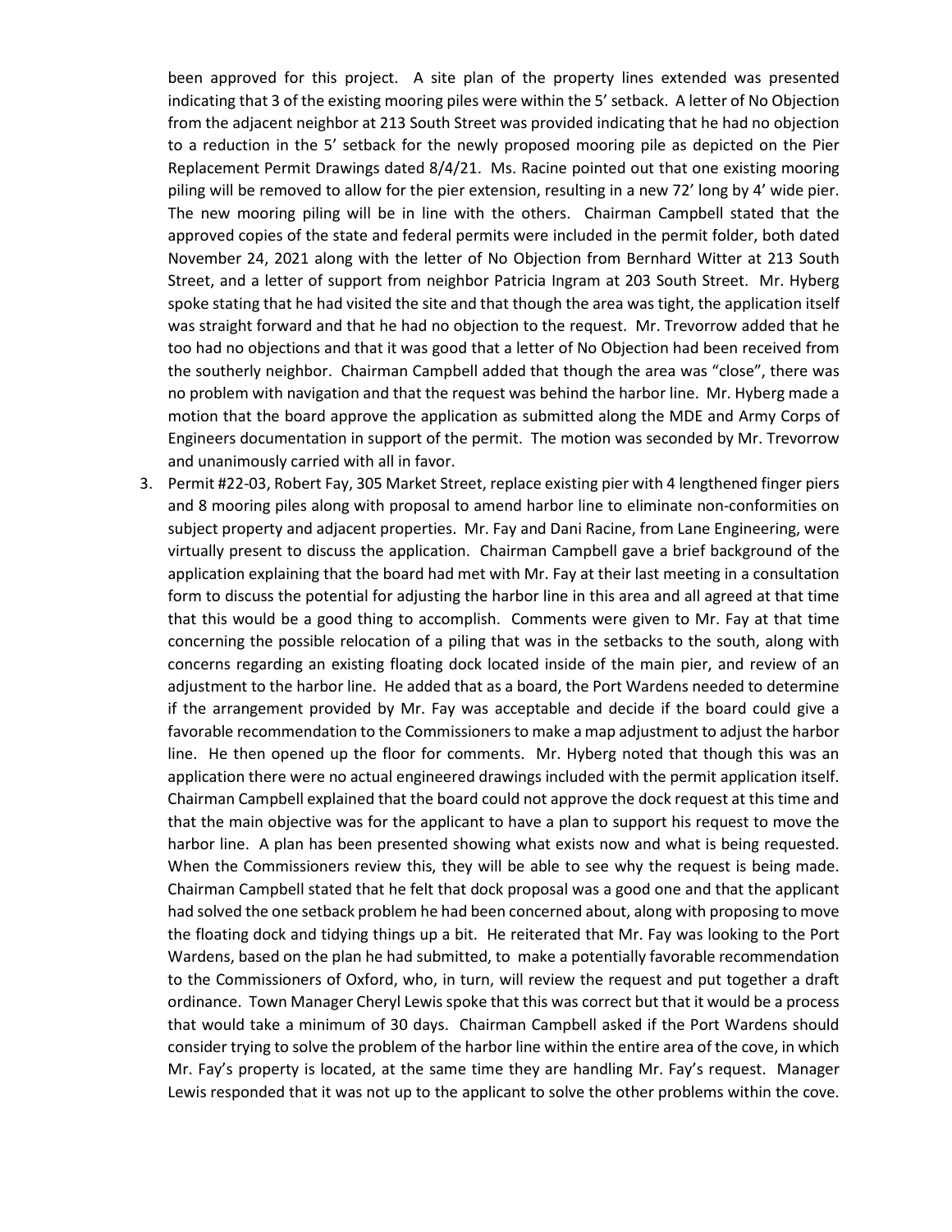been approved for this project. A site plan of the property lines extended was presented indicating that 3 of the existing mooring piles were within the 5' setback. A letter of No Objection from the adjacent neighbor at 213 South Street was provided indicating that he had no objection to a reduction in the 5' setback for the newly proposed mooring pile as depicted on the Pier Replacement Permit Drawings dated 8/4/21. Ms. Racine pointed out that one existing mooring piling will be removed to allow for the pier extension, resulting in a new 72' long by 4' wide pier. The new mooring piling will be in line with the others. Chairman Campbell stated that the approved copies of the state and federal permits were included in the permit folder, both dated November 24, 2021 along with the letter of No Objection from Bernhard Witter at 213 South Street, and a letter of support from neighbor Patricia Ingram at 203 South Street. Mr. Hyberg spoke stating that he had visited the site and that though the area was tight, the application itself was straight forward and that he had no objection to the request. Mr. Trevorrow added that he too had no objections and that it was good that a letter of No Objection had been received from the southerly neighbor. Chairman Campbell added that though the area was "close", there was no problem with navigation and that the request was behind the harbor line. Mr. Hyberg made a motion that the board approve the application as submitted along the MDE and Army Corps of Engineers documentation in support of the permit. The motion was seconded by Mr. Trevorrow and unanimously carried with all in favor.

3. Permit #22-03, Robert Fay, 305 Market Street, replace existing pier with 4 lengthened finger piers and 8 mooring piles along with proposal to amend harbor line to eliminate non-conformities on subject property and adjacent properties. Mr. Fay and Dani Racine, from Lane Engineering, were virtually present to discuss the application. Chairman Campbell gave a brief background of the application explaining that the board had met with Mr. Fay at their last meeting in a consultation form to discuss the potential for adjusting the harbor line in this area and all agreed at that time that this would be a good thing to accomplish. Comments were given to Mr. Fay at that time concerning the possible relocation of a piling that was in the setbacks to the south, along with concerns regarding an existing floating dock located inside of the main pier, and review of an adjustment to the harbor line. He added that as a board, the Port Wardens needed to determine if the arrangement provided by Mr. Fay was acceptable and decide if the board could give a favorable recommendation to the Commissioners to make a map adjustment to adjust the harbor line. He then opened up the floor for comments. Mr. Hyberg noted that though this was an application there were no actual engineered drawings included with the permit application itself. Chairman Campbell explained that the board could not approve the dock request at this time and that the main objective was for the applicant to have a plan to support his request to move the harbor line. A plan has been presented showing what exists now and what is being requested. When the Commissioners review this, they will be able to see why the request is being made. Chairman Campbell stated that he felt that dock proposal was a good one and that the applicant had solved the one setback problem he had been concerned about, along with proposing to move the floating dock and tidying things up a bit. He reiterated that Mr. Fay was looking to the Port Wardens, based on the plan he had submitted, to make a potentially favorable recommendation to the Commissioners of Oxford, who, in turn, will review the request and put together a draft ordinance. Town Manager Cheryl Lewis spoke that this was correct but that it would be a process that would take a minimum of 30 days. Chairman Campbell asked if the Port Wardens should consider trying to solve the problem of the harbor line within the entire area of the cove, in which Mr. Fay's property is located, at the same time they are handling Mr. Fay's request. Manager Lewis responded that it was not up to the applicant to solve the other problems within the cove.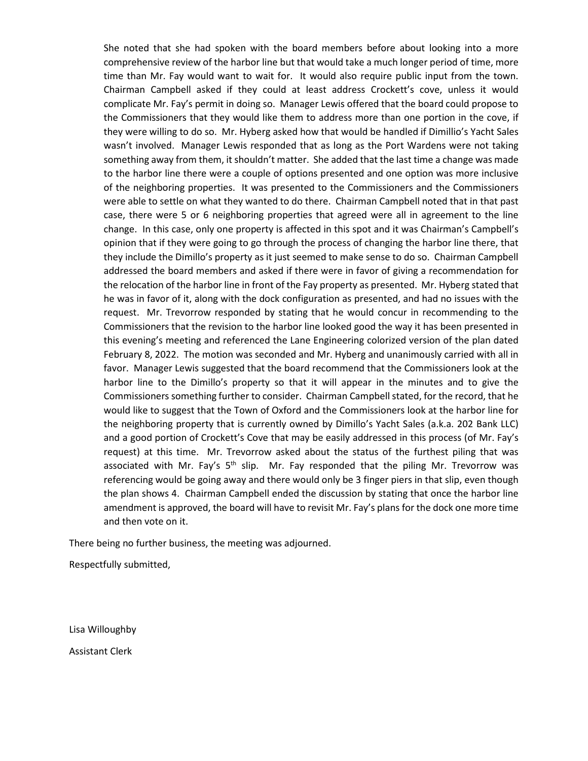She noted that she had spoken with the board members before about looking into a more comprehensive review of the harbor line but that would take a much longer period of time, more time than Mr. Fay would want to wait for. It would also require public input from the town. Chairman Campbell asked if they could at least address Crockett's cove, unless it would complicate Mr. Fay's permit in doing so. Manager Lewis offered that the board could propose to the Commissioners that they would like them to address more than one portion in the cove, if they were willing to do so. Mr. Hyberg asked how that would be handled if Dimillio's Yacht Sales wasn't involved. Manager Lewis responded that as long as the Port Wardens were not taking something away from them, it shouldn't matter. She added that the last time a change was made to the harbor line there were a couple of options presented and one option was more inclusive of the neighboring properties. It was presented to the Commissioners and the Commissioners were able to settle on what they wanted to do there. Chairman Campbell noted that in that past case, there were 5 or 6 neighboring properties that agreed were all in agreement to the line change. In this case, only one property is affected in this spot and it was Chairman's Campbell's opinion that if they were going to go through the process of changing the harbor line there, that they include the Dimillo's property as it just seemed to make sense to do so. Chairman Campbell addressed the board members and asked if there were in favor of giving a recommendation for the relocation of the harbor line in front of the Fay property as presented. Mr. Hyberg stated that he was in favor of it, along with the dock configuration as presented, and had no issues with the request. Mr. Trevorrow responded by stating that he would concur in recommending to the Commissioners that the revision to the harbor line looked good the way it has been presented in this evening's meeting and referenced the Lane Engineering colorized version of the plan dated February 8, 2022. The motion was seconded and Mr. Hyberg and unanimously carried with all in favor. Manager Lewis suggested that the board recommend that the Commissioners look at the harbor line to the Dimillo's property so that it will appear in the minutes and to give the Commissioners something further to consider. Chairman Campbell stated, for the record, that he would like to suggest that the Town of Oxford and the Commissioners look at the harbor line for the neighboring property that is currently owned by Dimillo's Yacht Sales (a.k.a. 202 Bank LLC) and a good portion of Crockett's Cove that may be easily addressed in this process (of Mr. Fay's request) at this time. Mr. Trevorrow asked about the status of the furthest piling that was associated with Mr. Fay's 5th slip. Mr. Fay responded that the piling Mr. Trevorrow was referencing would be going away and there would only be 3 finger piers in that slip, even though the plan shows 4. Chairman Campbell ended the discussion by stating that once the harbor line amendment is approved, the board will have to revisit Mr. Fay's plans for the dock one more time and then vote on it.

There being no further business, the meeting was adjourned.

Respectfully submitted,

Lisa Willoughby

Assistant Clerk